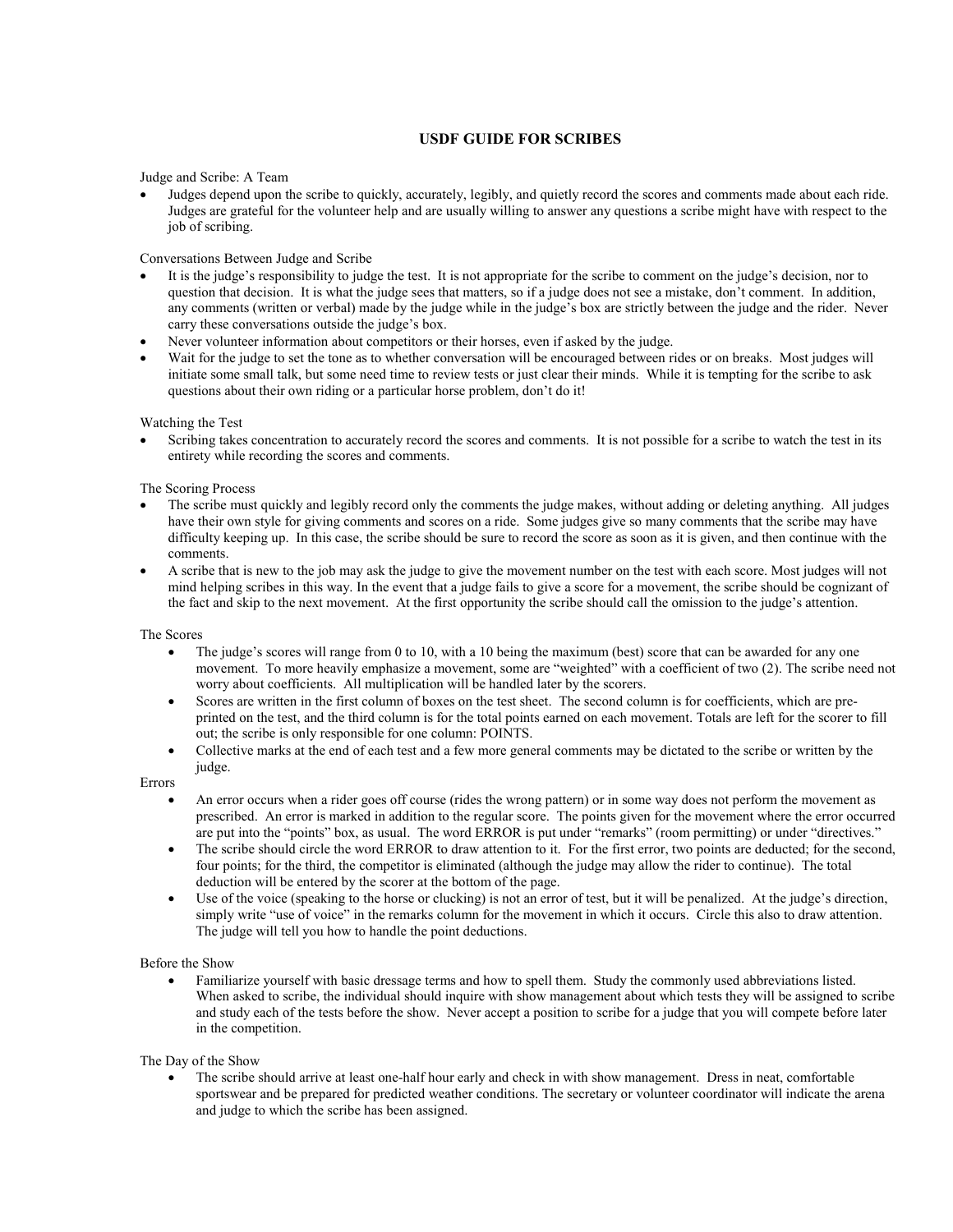# USDF GUIDE FOR SCRIBES

Judge and Scribe: A Team

- Judges depend upon the scribe to quickly, accurately, legibly, and quietly record the scores and comments made about each ride. Judges are grateful for the volunteer help and are usually willing to answer any questions a scribe might have with respect to the job of scribing.

Conversations Between Judge and Scribe

- It is the judge's responsibility to judge the test. It is not appropriate for the scribe to comment on the judge's decision, nor to question that decision. It is what the judge sees that matters, so if a judge does not see a mistake, don't comment. In addition, any comments (written or verbal) made by the judge while in the judge's box are strictly between the judge and the rider. Never carry these conversations outside the judge's box.
- Never volunteer information about competitors or their horses, even if asked by the judge.
- Wait for the judge to set the tone as to whether conversation will be encouraged between rides or on breaks. Most judges will initiate some small talk, but some need time to review tests or just clear their minds. While it is tempting for the scribe to ask questions about their own riding or a particular horse problem, don't do it!

Watching the Test

- Scribing takes concentration to accurately record the scores and comments. It is not possible for a scribe to watch the test in its entirety while recording the scores and comments.

The Scoring Process

- The scribe must quickly and legibly record only the comments the judge makes, without adding or deleting anything. All judges have their own style for giving comments and scores on a ride. Some judges give so many comments that the scribe may have difficulty keeping up. In this case, the scribe should be sure to record the score as soon as it is given, and then continue with the comments.
- A scribe that is new to the job may ask the judge to give the movement number on the test with each score. Most judges will not mind helping scribes in this way. In the event that a judge fails to give a score for a movement, the scribe should be cognizant of the fact and skip to the next movement. At the first opportunity the scribe should call the omission to the judge's attention.

The Scores

- The judge's scores will range from 0 to 10, with a 10 being the maximum (best) score that can be awarded for any one movement. To more heavily emphasize a movement, some are "weighted" with a coefficient of two (2). The scribe need not worry about coefficients. All multiplication will be handled later by the scorers.
- Scores are written in the first column of boxes on the test sheet. The second column is for coefficients, which are pre-printed on the test, and the third column is for the total points earned on each movement. Totals are left for the scorer to fill out; the scribe is only responsible for one column: POINTS.
- Collective marks at the end of each test and a few more general comments may be dictated to the scribe or written by the judge.

Errors

- An error occurs when a rider goes off course (rides the wrong pattern) or in some way does not perform the movement as prescribed. An error is marked in addition to the regular score. The points given for the movement where the error occurred are put into the "points" box, as usual. The word ERROR is put under "remarks" (room permitting) or under "directives."
- The scribe should circle the word ERROR to draw attention to it. For the first error, two points are deducted; for the second, four points; for the third, the competitor is eliminated (although the judge may allow the rider to continue). The total deduction will be entered by the scorer at the bottom of the page.
- Use of the voice (speaking to the horse or clucking) is not an error of test, but it will be penalized. At the judge's direction, simply write "use of voice" in the remarks column for the movement in which it occurs. Circle this also to draw attention. The judge will tell you how to handle the point deductions.

Before the Show

- Familiarize yourself with basic dressage terms and how to spell them. Study the commonly used abbreviations listed. When asked to scribe, the individual should inquire with show management about which tests they will be assigned to scribe and study each of the tests before the show. Never accept a position to scribe for a judge that you will compete before later in the competition.

The Day of the Show

- The scribe should arrive at least one-half hour early and check in with show management. Dress in neat, comfortable sportswear and be prepared for predicted weather conditions. The secretary or volunteer coordinator will indicate the arena and judge to which the scribe has been assigned.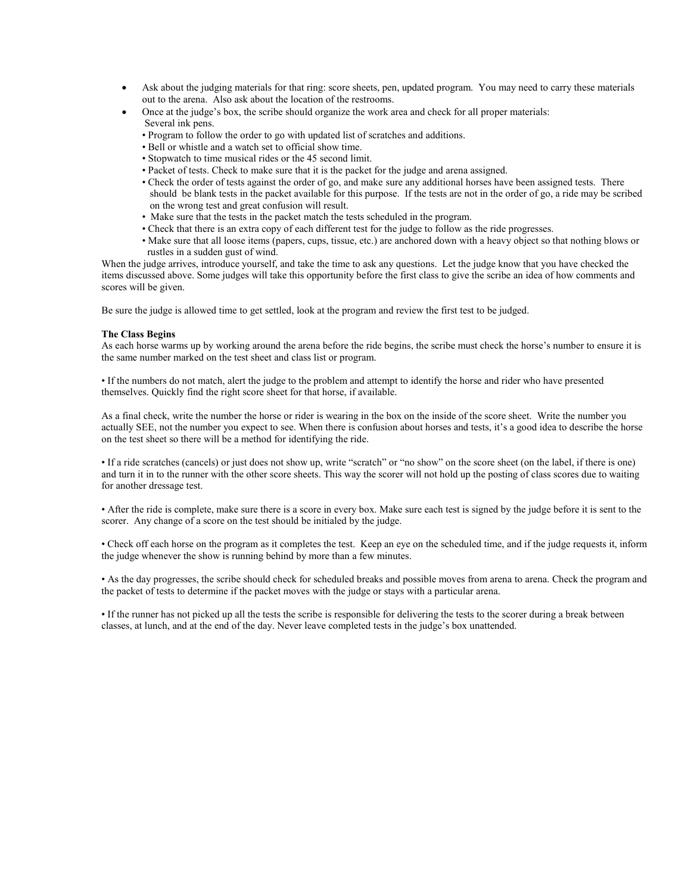- Ask about the judging materials for that ring: score sheets, pen, updated program. You may need to carry these materials out to the arena. Also ask about the location of the restrooms.
- Once at the judge's box, the scribe should organize the work area and check for all proper materials:
  Several ink pens.
  - Program to follow the order to go with updated list of scratches and additions.
  - Bell or whistle and a watch set to official show time.
  - Stopwatch to time musical rides or the 45 second limit.
  - Packet of tests. Check to make sure that it is the packet for the judge and arena assigned.
  - Check the order of tests against the order of go, and make sure any additional horses have been assigned tests. There should be blank tests in the packet available for this purpose. If the tests are not in the order of go, a ride may be scribed on the wrong test and great confusion will result.
  - Make sure that the tests in the packet match the tests scheduled in the program.
  - Check that there is an extra copy of each different test for the judge to follow as the ride progresses.
  - Make sure that all loose items (papers, cups, tissue, etc.) are anchored down with a heavy object so that nothing blows or rustles in a sudden gust of wind.

When the judge arrives, introduce yourself, and take the time to ask any questions. Let the judge know that you have checked the items discussed above. Some judges will take this opportunity before the first class to give the scribe an idea of how comments and scores will be given.

Be sure the judge is allowed time to get settled, look at the program and review the first test to be judged.

**The Class Begins**

As each horse warms up by working around the arena before the ride begins, the scribe must check the horse's number to ensure it is the same number marked on the test sheet and class list or program.

• If the numbers do not match, alert the judge to the problem and attempt to identify the horse and rider who have presented themselves. Quickly find the right score sheet for that horse, if available.

As a final check, write the number the horse or rider is wearing in the box on the inside of the score sheet. Write the number you actually SEE, not the number you expect to see. When there is confusion about horses and tests, it's a good idea to describe the horse on the test sheet so there will be a method for identifying the ride.

• If a ride scratches (cancels) or just does not show up, write "scratch" or "no show" on the score sheet (on the label, if there is one) and turn it in to the runner with the other score sheets. This way the scorer will not hold up the posting of class scores due to waiting for another dressage test.

• After the ride is complete, make sure there is a score in every box. Make sure each test is signed by the judge before it is sent to the scorer. Any change of a score on the test should be initialed by the judge.

• Check off each horse on the program as it completes the test. Keep an eye on the scheduled time, and if the judge requests it, inform the judge whenever the show is running behind by more than a few minutes.

• As the day progresses, the scribe should check for scheduled breaks and possible moves from arena to arena. Check the program and the packet of tests to determine if the packet moves with the judge or stays with a particular arena.

• If the runner has not picked up all the tests the scribe is responsible for delivering the tests to the scorer during a break between classes, at lunch, and at the end of the day. Never leave completed tests in the judge's box unattended.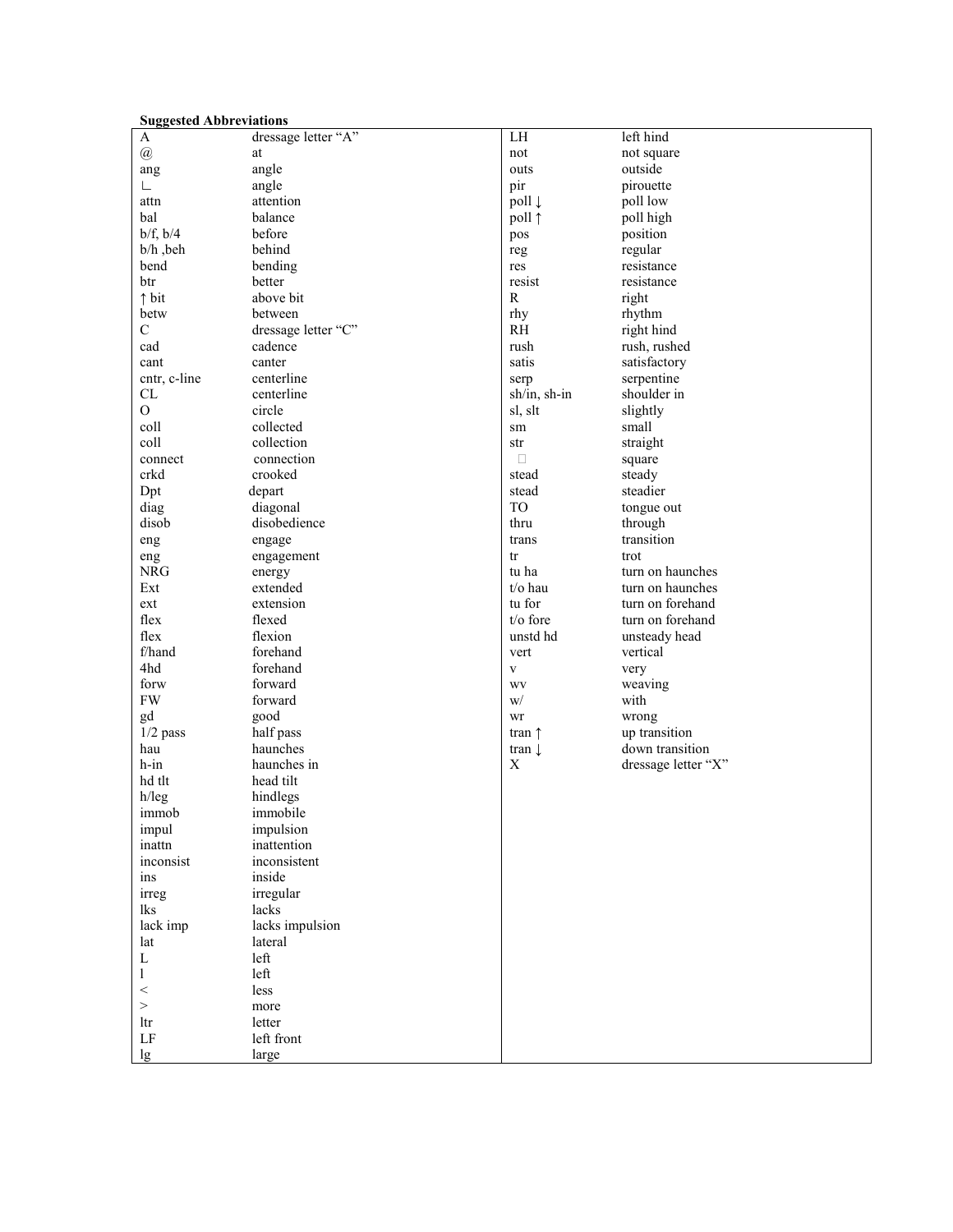**Suggested Abbreviations**

| | | | |
|---|---|---|---|
| A | dressage letter "A" | LH | left hind |
| @ | at | not | not square |
| ang | angle | outs | outside |
| ∟ | angle | pir | pirouette |
| attn | attention | poll ↓ | poll low |
| bal | balance | poll ↑ | poll high |
| b/f, b/4 | before | pos | position |
| b/h ,beh | behind | reg | regular |
| bend | bending | res | resistance |
| btr | better | resist | resistance |
| ↑ bit | above bit | R | right |
| betw | between | rhy | rhythm |
| C | dressage letter "C" | RH | right hind |
| cad | cadence | rush | rush, rushed |
| cant | canter | satis | satisfactory |
| cntr, c-line | centerline | serp | serpentine |
| CL | centerline | sh/in, sh-in | shoulder in |
| O | circle | sl, slt | slightly |
| coll | collected | sm | small |
| coll | collection | str | straight |
| connect | connection | □ | square |
| crkd | crooked | stead | steady |
| Dpt | depart | stead | steadier |
| diag | diagonal | TO | tongue out |
| disob | disobedience | thru | through |
| eng | engage | trans | transition |
| eng | engagement | tr | trot |
| NRG | energy | tu ha | turn on haunches |
| Ext | extended | t/o hau | turn on haunches |
| ext | extension | tu for | turn on forehand |
| flex | flexed | t/o fore | turn on forehand |
| flex | flexion | unstd hd | unsteady head |
| f/hand | forehand | vert | vertical |
| 4hd | forehand | v | very |
| forw | forward | wv | weaving |
| FW | forward | w/ | with |
| gd | good | wr | wrong |
| 1/2 pass | half pass | tran ↑ | up transition |
| hau | haunches | tran ↓ | down transition |
| h-in | haunches in | X | dressage letter "X" |
| hd tlt | head tilt | | |
| h/leg | hindlegs | | |
| immob | immobile | | |
| impul | impulsion | | |
| inattn | inattention | | |
| inconsist | inconsistent | | |
| ins | inside | | |
| irreg | irregular | | |
| lks | lacks | | |
| lack imp | lacks impulsion | | |
| lat | lateral | | |
| L | left | | |
| l | left | | |
| < | less | | |
| > | more | | |
| ltr | letter | | |
| LF | left front | | |
| lg | large | | |